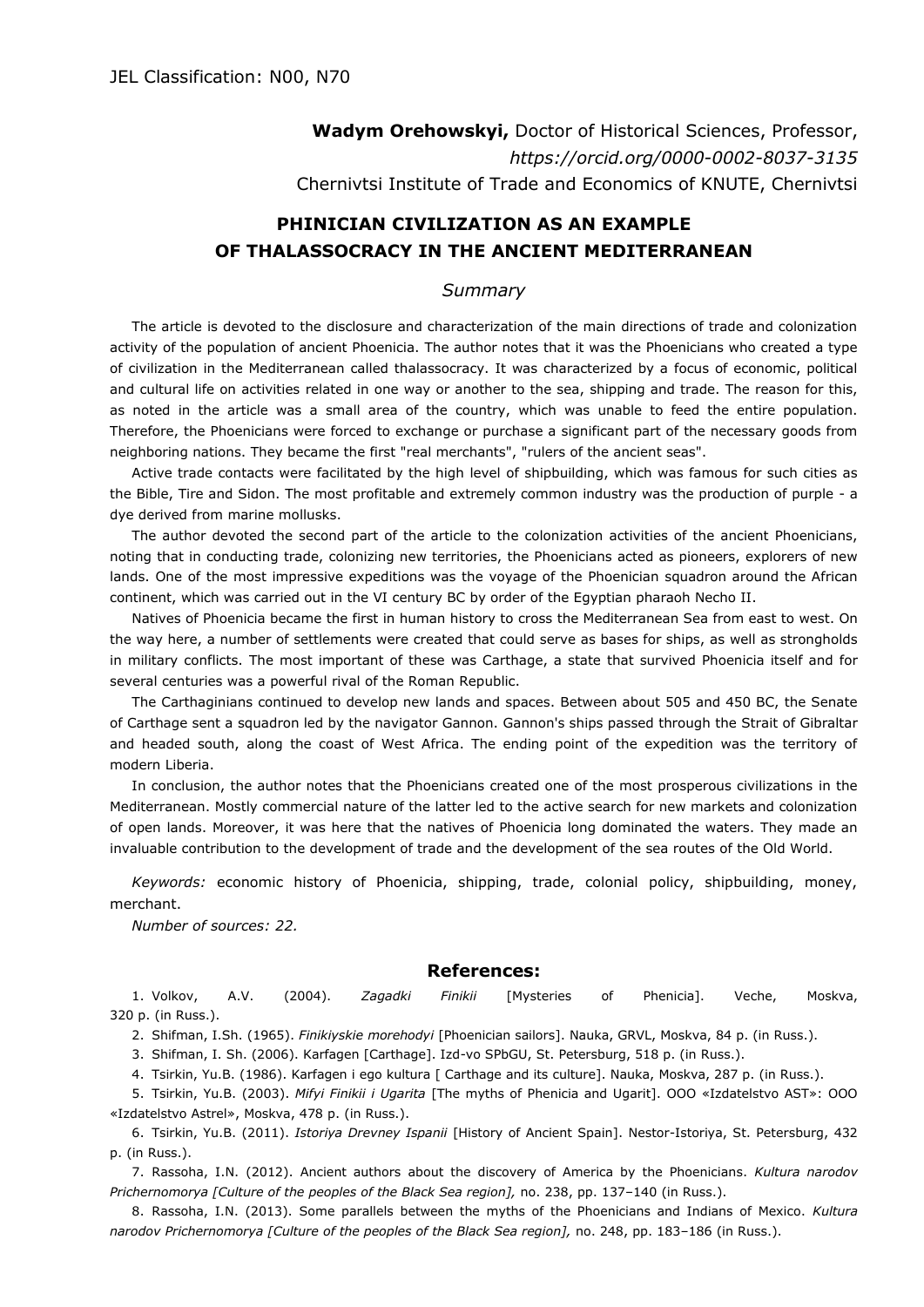JEL Classification: N00, N70

**Wadym Orehowskyi,** Doctor of Historical Sciences, Professor,
*https://orcid.org/0000-0002-8037-3135*
Chernivtsi Institute of Trade and Economics of KNUTE, Chernivtsi

# PHINICIAN CIVILIZATION AS AN EXAMPLE OF THALASSOCRACY IN THE ANCIENT MEDITERRANEAN

## *Summary*

The article is devoted to the disclosure and characterization of the main directions of trade and colonization activity of the population of ancient Phoenicia. The author notes that it was the Phoenicians who created a type of civilization in the Mediterranean called thalassocracy. It was characterized by a focus of economic, political and cultural life on activities related in one way or another to the sea, shipping and trade. The reason for this, as noted in the article was a small area of the country, which was unable to feed the entire population. Therefore, the Phoenicians were forced to exchange or purchase a significant part of the necessary goods from neighboring nations. They became the first "real merchants", "rulers of the ancient seas".

Active trade contacts were facilitated by the high level of shipbuilding, which was famous for such cities as the Bible, Tire and Sidon. The most profitable and extremely common industry was the production of purple - a dye derived from marine mollusks.

The author devoted the second part of the article to the colonization activities of the ancient Phoenicians, noting that in conducting trade, colonizing new territories, the Phoenicians acted as pioneers, explorers of new lands. One of the most impressive expeditions was the voyage of the Phoenician squadron around the African continent, which was carried out in the VI century BC by order of the Egyptian pharaoh Necho II.

Natives of Phoenicia became the first in human history to cross the Mediterranean Sea from east to west. On the way here, a number of settlements were created that could serve as bases for ships, as well as strongholds in military conflicts. The most important of these was Carthage, a state that survived Phoenicia itself and for several centuries was a powerful rival of the Roman Republic.

The Carthaginians continued to develop new lands and spaces. Between about 505 and 450 BC, the Senate of Carthage sent a squadron led by the navigator Gannon. Gannon's ships passed through the Strait of Gibraltar and headed south, along the coast of West Africa. The ending point of the expedition was the territory of modern Liberia.

In conclusion, the author notes that the Phoenicians created one of the most prosperous civilizations in the Mediterranean. Mostly commercial nature of the latter led to the active search for new markets and colonization of open lands. Moreover, it was here that the natives of Phoenicia long dominated the waters. They made an invaluable contribution to the development of trade and the development of the sea routes of the Old World.

*Keywords:* economic history of Phoenicia, shipping, trade, colonial policy, shipbuilding, money, merchant.

*Number of sources: 22.*

## References:

1. Volkov, A.V. (2004). *Zagadki Finikii* [Mysteries of Phenicia]. Veche, Moskva, 320 p. (in Russ.).
2. Shifman, I.Sh. (1965). *Finikiyskie morehodyi* [Phoenician sailors]. Nauka, GRVL, Moskva, 84 p. (in Russ.).
3. Shifman, I. Sh. (2006). Karfagen [Carthage]. Izd-vo SPbGU, St. Petersburg, 518 p. (in Russ.).
4. Tsirkin, Yu.B. (1986). Karfagen i ego kultura [ Carthage and its culture]. Nauka, Moskva, 287 p. (in Russ.).
5. Tsirkin, Yu.B. (2003). *Mifyi Finikii i Ugarita* [The myths of Phenicia and Ugarit]. OOO «Izdatelstvo AST»: OOO «Izdatelstvo Astrel», Moskva, 478 p. (in Russ.).
6. Tsirkin, Yu.B. (2011). *Istoriya Drevney Ispanii* [History of Ancient Spain]. Nestor-Istoriya, St. Petersburg, 432 p. (in Russ.).
7. Rassoha, I.N. (2012). Ancient authors about the discovery of America by the Phoenicians. *Kultura narodov Prichernomorya [Culture of the peoples of the Black Sea region],* no. 238, pp. 137–140 (in Russ.).
8. Rassoha, I.N. (2013). Some parallels between the myths of the Phoenicians and Indians of Mexico. *Kultura narodov Prichernomorya [Culture of the peoples of the Black Sea region],* no. 248, pp. 183–186 (in Russ.).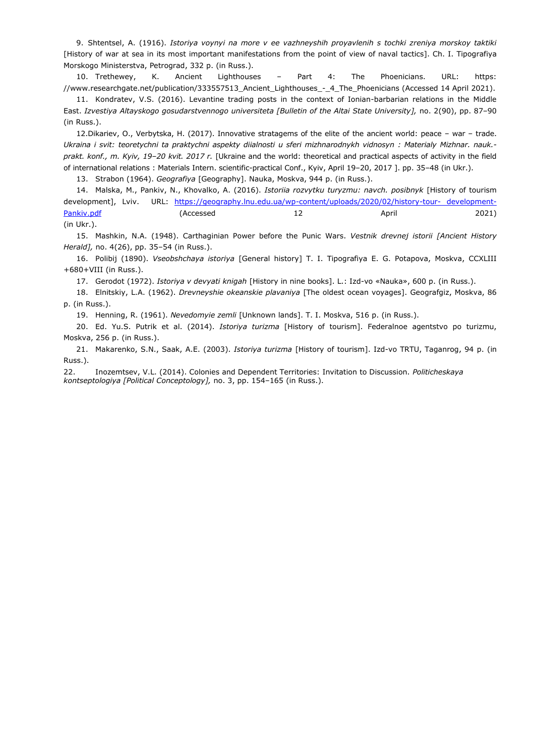9. Shtentsel, A. (1916). *Istoriya voynyi na more v ee vazhneyshih proyavlenih s tochki zreniya morskoy taktiki* [History of war at sea in its most important manifestations from the point of view of naval tactics]. Ch. I. Tipografiya Morskogo Ministerstva, Petrograd, 332 p. (in Russ.).

10. Trethewey, K. Ancient Lighthouses – Part 4: The Phoenicians. URL: https: //www.researchgate.net/publication/333557513_Ancient_Lighthouses_-_4_The_Phoenicians (Accessed 14 April 2021).

11. Kondratev, V.S. (2016). Levantine trading posts in the context of Ionian-barbarian relations in the Middle East. *Izvestiya Altayskogo gosudarstvennogo universiteta [Bulletin of the Altai State University],* no. 2(90), pp. 87–90 (in Russ.).

12. Dikariev, O., Verbytska, H. (2017). Innovative stratagems of the elite of the ancient world: peace – war – trade. *Ukraina i svit: teoretychni ta praktychni aspekty diialnosti u sferi mizhnarodnykh vidnosyn : Materialy Mizhnar. nauk.-prakt. konf., m. Kyiv, 19–20 kvit. 2017 r.* [Ukraine and the world: theoretical and practical aspects of activity in the field of international relations : Materials Intern. scientific-practical Conf., Kyiv, April 19–20, 2017 ]. pp. 35–48 (in Ukr.).

13. Strabon (1964). *Geografiya* [Geography]. Nauka, Moskva, 944 p. (in Russ.).

14. Malska, M., Pankiv, N., Khovalko, A. (2016). *Istoriia rozvytku turyzmu: navch. posibnyk* [History of tourism development], Lviv. URL: https://geography.lnu.edu.ua/wp-content/uploads/2020/02/history-tour- development-Pankiv.pdf (Accessed 12 April 2021) (in Ukr.).

15. Mashkin, N.A. (1948). Carthaginian Power before the Punic Wars. *Vestnik drevnej istorii [Ancient History Herald],* no. 4(26), pp. 35–54 (in Russ.).

16. Polibij (1890). *Vseobshchaya istoriya* [General history] T. I. Tipografiya E. G. Potapova, Moskva, CCXLIII +680+VIII (in Russ.).

17. Gerodot (1972). *Istoriya v devyati knigah* [History in nine books]. L.: Izd-vo «Nauka», 600 p. (in Russ.).

18. Elnitskiy, L.A. (1962). *Drevneyshie okeanskie plavaniya* [The oldest ocean voyages]. Geografgiz, Moskva, 86 p. (in Russ.).

19. Henning, R. (1961). *Nevedomyie zemli* [Unknown lands]. T. I. Moskva, 516 p. (in Russ.).

20. Ed. Yu.S. Putrik et al. (2014). *Istoriya turizma* [History of tourism]. Federalnoe agentstvo po turizmu, Moskva, 256 p. (in Russ.).

21. Makarenko, S.N., Saak, A.E. (2003). *Istoriya turizma* [History of tourism]. Izd-vo TRTU, Taganrog, 94 p. (in Russ.).

22. Inozemtsev, V.L. (2014). Colonies and Dependent Territories: Invitation to Discussion. *Politicheskaya kontseptologiya [Political Conceptology],* no. 3, pp. 154–165 (in Russ.).